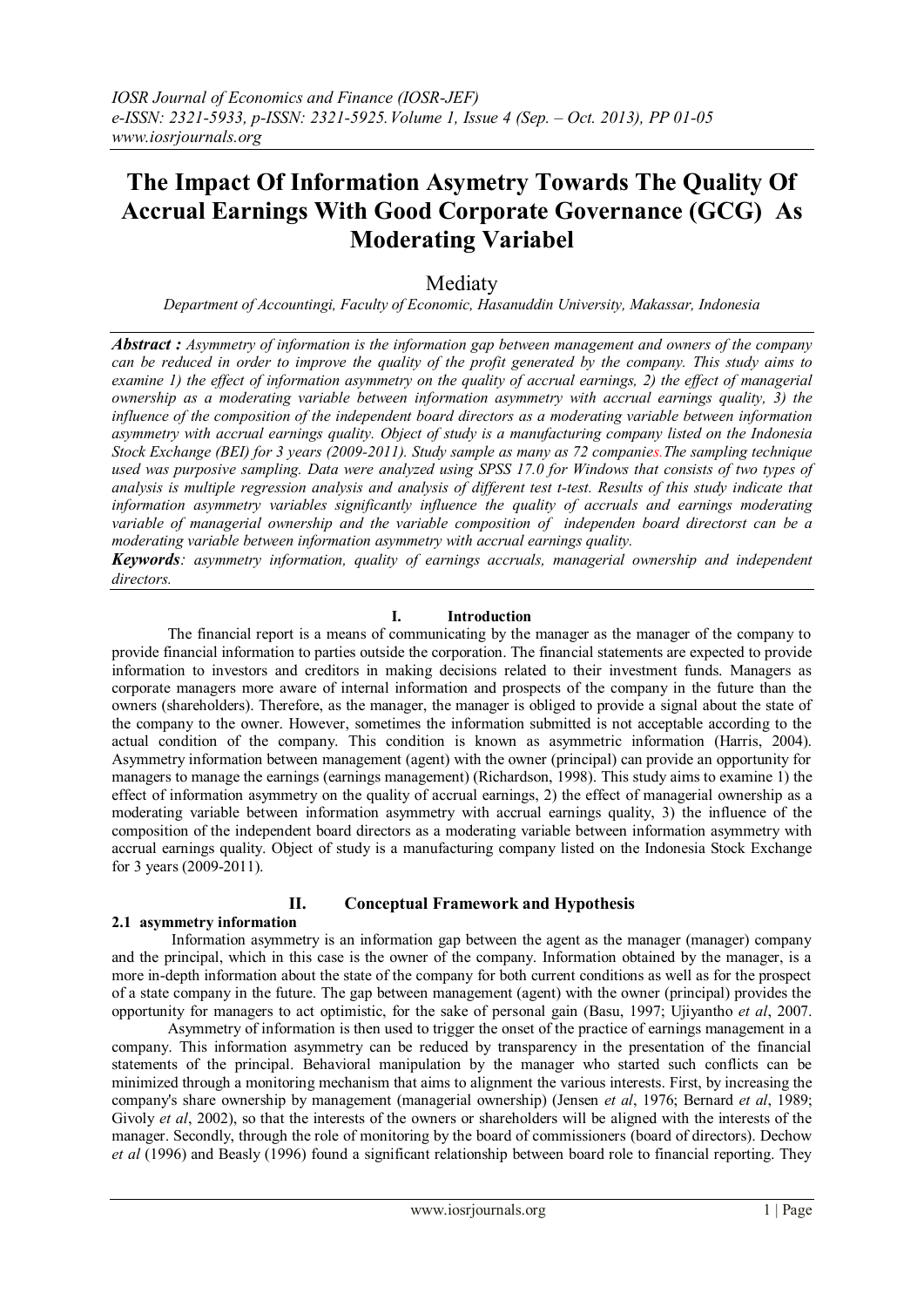# The Impact Of Information Asymetry Towards The Quality Of Accrual Earnings With Good Corporate Governance (GCG) As Moderating Variabel

Mediaty

*Department of Accountingi, Faculty of Economic, Hasanuddin University, Makassar, Indonesia*

***Abstract :*** *Asymmetry of information is the information gap between management and owners of the company can be reduced in order to improve the quality of the profit generated by the company. This study aims to examine 1) the effect of information asymmetry on the quality of accrual earnings, 2) the effect of managerial ownership as a moderating variable between information asymmetry with accrual earnings quality, 3) the influence of the composition of the independent board directors as a moderating variable between information asymmetry with accrual earnings quality. Object of study is a manufacturing company listed on the Indonesia Stock Exchange (BEI) for 3 years (2009-2011). Study sample as many as 72 companies.The sampling technique used was purposive sampling. Data were analyzed using SPSS 17.0 for Windows that consists of two types of analysis is multiple regression analysis and analysis of different test t-test. Results of this study indicate that information asymmetry variables significantly influence the quality of accruals and earnings moderating variable of managerial ownership and the variable composition of independen board directorst can be a moderating variable between information asymmetry with accrual earnings quality.*

***Keywords****: asymmetry information, quality of earnings accruals, managerial ownership and independent directors.*

## I. Introduction

The financial report is a means of communicating by the manager as the manager of the company to provide financial information to parties outside the corporation. The financial statements are expected to provide information to investors and creditors in making decisions related to their investment funds. Managers as corporate managers more aware of internal information and prospects of the company in the future than the owners (shareholders). Therefore, as the manager, the manager is obliged to provide a signal about the state of the company to the owner. However, sometimes the information submitted is not acceptable according to the actual condition of the company. This condition is known as asymmetric information (Harris, 2004). Asymmetry information between management (agent) with the owner (principal) can provide an opportunity for managers to manage the earnings (earnings management) (Richardson, 1998). This study aims to examine 1) the effect of information asymmetry on the quality of accrual earnings, 2) the effect of managerial ownership as a moderating variable between information asymmetry with accrual earnings quality, 3) the influence of the composition of the independent board directors as a moderating variable between information asymmetry with accrual earnings quality. Object of study is a manufacturing company listed on the Indonesia Stock Exchange for 3 years (2009-2011).

## II. Conceptual Framework and Hypothesis

### 2.1 asymmetry information

Information asymmetry is an information gap between the agent as the manager (manager) company and the principal, which in this case is the owner of the company. Information obtained by the manager, is a more in-depth information about the state of the company for both current conditions as well as for the prospect of a state company in the future. The gap between management (agent) with the owner (principal) provides the opportunity for managers to act optimistic, for the sake of personal gain (Basu, 1997; Ujiyantho *et al*, 2007.

Asymmetry of information is then used to trigger the onset of the practice of earnings management in a company. This information asymmetry can be reduced by transparency in the presentation of the financial statements of the principal. Behavioral manipulation by the manager who started such conflicts can be minimized through a monitoring mechanism that aims to alignment the various interests. First, by increasing the company's share ownership by management (managerial ownership) (Jensen *et al*, 1976; Bernard *et al*, 1989; Givoly *et al*, 2002), so that the interests of the owners or shareholders will be aligned with the interests of the manager. Secondly, through the role of monitoring by the board of commissioners (board of directors). Dechow *et al* (1996) and Beasly (1996) found a significant relationship between board role to financial reporting. They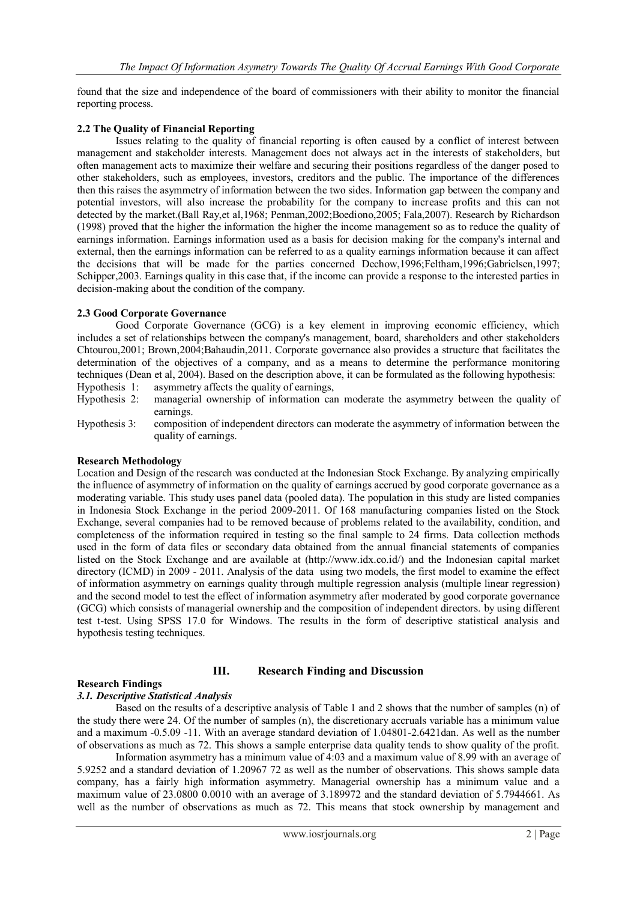found that the size and independence of the board of commissioners with their ability to monitor the financial reporting process.

### 2.2 The Quality of Financial Reporting

Issues relating to the quality of financial reporting is often caused by a conflict of interest between management and stakeholder interests. Management does not always act in the interests of stakeholders, but often management acts to maximize their welfare and securing their positions regardless of the danger posed to other stakeholders, such as employees, investors, creditors and the public. The importance of the differences then this raises the asymmetry of information between the two sides. Information gap between the company and potential investors, will also increase the probability for the company to increase profits and this can not detected by the market.(Ball Ray,et al,1968; Penman,2002;Boediono,2005; Fala,2007). Research by Richardson (1998) proved that the higher the information the higher the income management so as to reduce the quality of earnings information. Earnings information used as a basis for decision making for the company's internal and external, then the earnings information can be referred to as a quality earnings information because it can affect the decisions that will be made for the parties concerned Dechow,1996;Feltham,1996;Gabrielsen,1997; Schipper,2003. Earnings quality in this case that, if the income can provide a response to the interested parties in decision-making about the condition of the company.

### 2.3 Good Corporate Governance

Good Corporate Governance (GCG) is a key element in improving economic efficiency, which includes a set of relationships between the company's management, board, shareholders and other stakeholders Chtourou,2001; Brown,2004;Bahaudin,2011. Corporate governance also provides a structure that facilitates the determination of the objectives of a company, and as a means to determine the performance monitoring techniques (Dean et al, 2004). Based on the description above, it can be formulated as the following hypothesis:

Hypothesis 1: asymmetry affects the quality of earnings,

Hypothesis 2: managerial ownership of information can moderate the asymmetry between the quality of earnings.

Hypothesis 3: composition of independent directors can moderate the asymmetry of information between the quality of earnings.

### Research Methodology

Location and Design of the research was conducted at the Indonesian Stock Exchange. By analyzing empirically the influence of asymmetry of information on the quality of earnings accrued by good corporate governance as a moderating variable. This study uses panel data (pooled data). The population in this study are listed companies in Indonesia Stock Exchange in the period 2009-2011. Of 168 manufacturing companies listed on the Stock Exchange, several companies had to be removed because of problems related to the availability, condition, and completeness of the information required in testing so the final sample to 24 firms. Data collection methods used in the form of data files or secondary data obtained from the annual financial statements of companies listed on the Stock Exchange and are available at (http://www.idx.co.id/) and the Indonesian capital market directory (ICMD) in 2009 - 2011. Analysis of the data using two models, the first model to examine the effect of information asymmetry on earnings quality through multiple regression analysis (multiple linear regression) and the second model to test the effect of information asymmetry after moderated by good corporate governance (GCG) which consists of managerial ownership and the composition of independent directors. by using different test t-test. Using SPSS 17.0 for Windows. The results in the form of descriptive statistical analysis and hypothesis testing techniques.

## III. Research Finding and Discussion

### Research Findings

#### *3.1. Descriptive Statistical Analysis*

Based on the results of a descriptive analysis of Table 1 and 2 shows that the number of samples (n) of the study there were 24. Of the number of samples (n), the discretionary accruals variable has a minimum value and a maximum -0.5.09 -11. With an average standard deviation of 1.04801-2.6421dan. As well as the number of observations as much as 72. This shows a sample enterprise data quality tends to show quality of the profit.

Information asymmetry has a minimum value of 4:03 and a maximum value of 8.99 with an average of 5.9252 and a standard deviation of 1.20967 72 as well as the number of observations. This shows sample data company, has a fairly high information asymmetry. Managerial ownership has a minimum value and a maximum value of 23.0800 0.0010 with an average of 3.189972 and the standard deviation of 5.7944661. As well as the number of observations as much as 72. This means that stock ownership by management and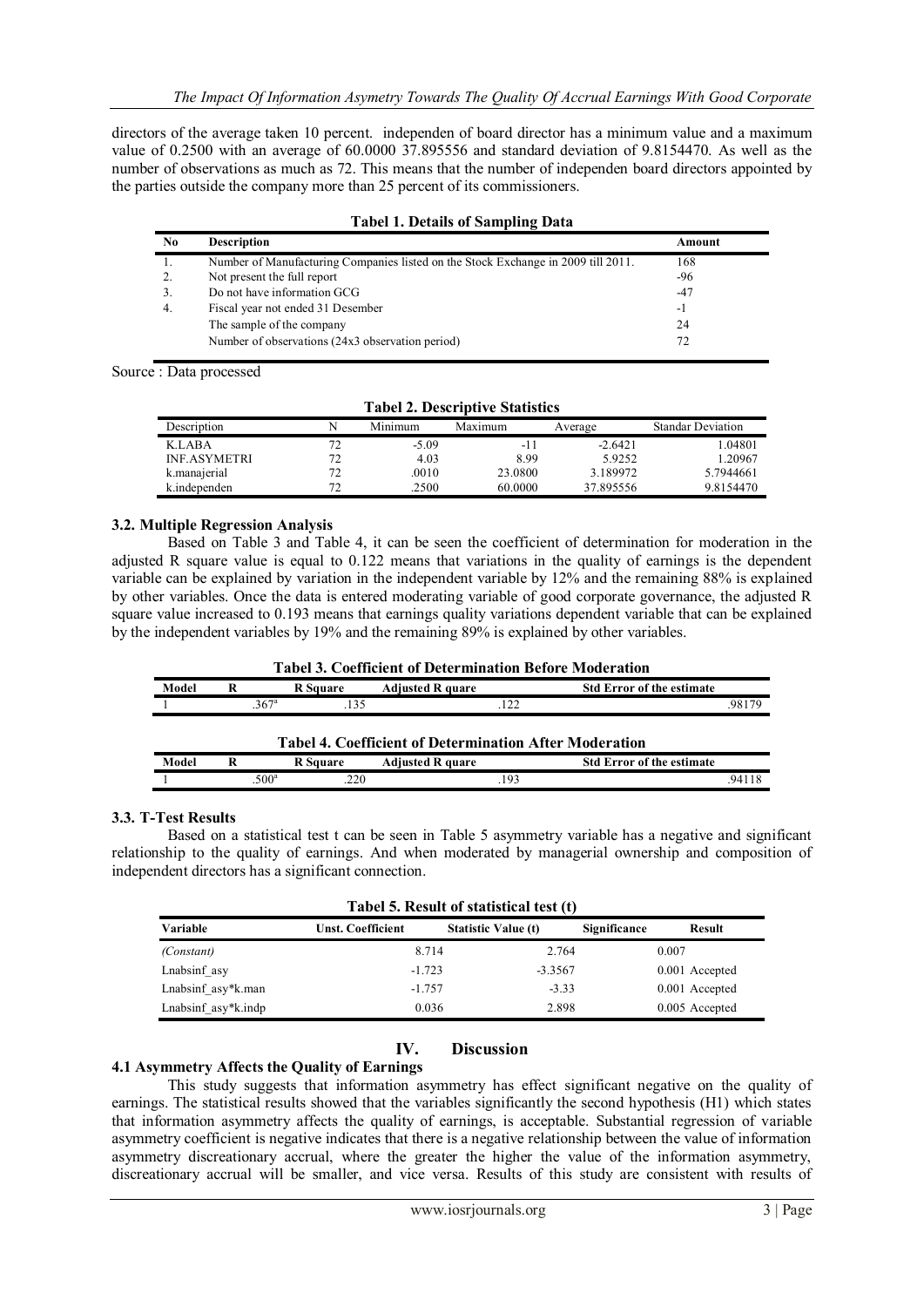directors of the average taken 10 percent. independen of board director has a minimum value and a maximum value of 0.2500 with an average of 60.0000 37.895556 and standard deviation of 9.8154470. As well as the number of observations as much as 72. This means that the number of independen board directors appointed by the parties outside the company more than 25 percent of its commissioners.

**Tabel 1. Details of Sampling Data**

| No | Description | Amount |
|---|---|---|
| 1. | Number of Manufacturing Companies listed on the Stock Exchange in 2009 till 2011. | 168 |
| 2. | Not present the full report | -96 |
| 3. | Do not have information GCG | -47 |
| 4. | Fiscal year not ended 31 Desember | -1 |
| | The sample of the company | 24 |
| | Number of observations (24x3 observation period) | 72 |

Source : Data processed

**Tabel 2. Descriptive Statistics**

| Description | N | Minimum | Maximum | Average | Standar Deviation |
|---|---|---|---|---|---|
| K.LABA | 72 | -5.09 | -11 | -2.6421 | 1.04801 |
| INF.ASYMETRI | 72 | 4.03 | 8.99 | 5.9252 | 1.20967 |
| k.manajerial | 72 | .0010 | 23.0800 | 3.189972 | 5.7944661 |
| k.independen | 72 | .2500 | 60.0000 | 37.895556 | 9.8154470 |

### 3.2. Multiple Regression Analysis

Based on Table 3 and Table 4, it can be seen the coefficient of determination for moderation in the adjusted R square value is equal to 0.122 means that variations in the quality of earnings is the dependent variable can be explained by variation in the independent variable by 12% and the remaining 88% is explained by other variables. Once the data is entered moderating variable of good corporate governance, the adjusted R square value increased to 0.193 means that earnings quality variations dependent variable that can be explained by the independent variables by 19% and the remaining 89% is explained by other variables.

**Tabel 3. Coefficient of Determination Before Moderation**

| Model | R | R Square | Adjusted R quare | Std Error of the estimate |
|---|---|---|---|---|
| 1 | .367[a] | .135 | .122 | .98179 |

**Tabel 4. Coefficient of Determination After Moderation**

| Model | R | R Square | Adjusted R quare | Std Error of the estimate |
|---|---|---|---|---|
| 1 | .500[a] | .220 | .193 | .94118 |

### 3.3. T-Test Results

Based on a statistical test t can be seen in Table 5 asymmetry variable has a negative and significant relationship to the quality of earnings. And when moderated by managerial ownership and composition of independent directors has a significant connection.

**Tabel 5. Result of statistical test (t)**

| Variable | Unst. Coefficient | Statistic Value (t) | Significance | Result |
|---|---|---|---|---|
| *(Constant)* | 8.714 | 2.764 | 0.007 | |
| Lnabsinf_asy | -1.723 | -3.3567 | 0.001 | Accepted |
| Lnabsinf_asy*k.man | -1.757 | -3.33 | 0.001 | Accepted |
| Lnabsinf_asy*k.indp | 0.036 | 2.898 | 0.005 | Accepted |

## IV. Discussion

### 4.1 Asymmetry Affects the Quality of Earnings

This study suggests that information asymmetry has effect significant negative on the quality of earnings. The statistical results showed that the variables significantly the second hypothesis (H1) which states that information asymmetry affects the quality of earnings, is acceptable. Substantial regression of variable asymmetry coefficient is negative indicates that there is a negative relationship between the value of information asymmetry discreationary accrual, where the greater the higher the value of the information asymmetry, discreationary accrual will be smaller, and vice versa. Results of this study are consistent with results of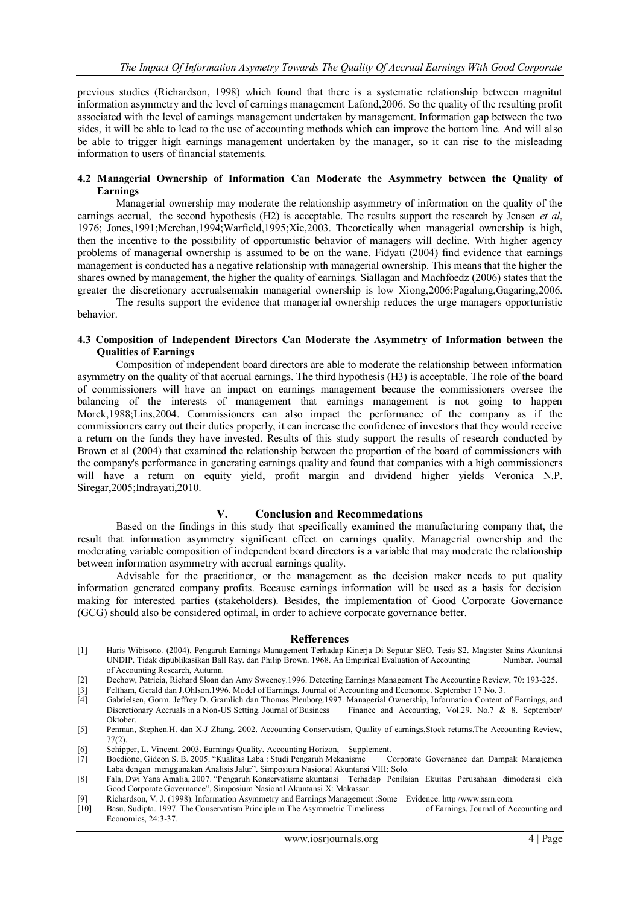previous studies (Richardson, 1998) which found that there is a systematic relationship between magnitut information asymmetry and the level of earnings management Lafond,2006. So the quality of the resulting profit associated with the level of earnings management undertaken by management. Information gap between the two sides, it will be able to lead to the use of accounting methods which can improve the bottom line. And will also be able to trigger high earnings management undertaken by the manager, so it can rise to the misleading information to users of financial statements.

### 4.2 Managerial Ownership of Information Can Moderate the Asymmetry between the Quality of Earnings

Managerial ownership may moderate the relationship asymmetry of information on the quality of the earnings accrual, the second hypothesis (H2) is acceptable. The results support the research by Jensen *et al*, 1976; Jones,1991;Merchan,1994;Warfield,1995;Xie,2003. Theoretically when managerial ownership is high, then the incentive to the possibility of opportunistic behavior of managers will decline. With higher agency problems of managerial ownership is assumed to be on the wane. Fidyati (2004) find evidence that earnings management is conducted has a negative relationship with managerial ownership. This means that the higher the shares owned by management, the higher the quality of earnings. Siallagan and Machfoedz (2006) states that the greater the discretionary accrualsemakin managerial ownership is low Xiong,2006;Pagalung,Gagaring,2006.

The results support the evidence that managerial ownership reduces the urge managers opportunistic behavior.

### 4.3 Composition of Independent Directors Can Moderate the Asymmetry of Information between the Qualities of Earnings

Composition of independent board directors are able to moderate the relationship between information asymmetry on the quality of that accrual earnings. The third hypothesis (H3) is acceptable. The role of the board of commissioners will have an impact on earnings management because the commissioners oversee the balancing of the interests of management that earnings management is not going to happen Morck,1988;Lins,2004. Commissioners can also impact the performance of the company as if the commissioners carry out their duties properly, it can increase the confidence of investors that they would receive a return on the funds they have invested. Results of this study support the results of research conducted by Brown et al (2004) that examined the relationship between the proportion of the board of commissioners with the company's performance in generating earnings quality and found that companies with a high commissioners will have a return on equity yield, profit margin and dividend higher yields Veronica N.P. Siregar,2005;Indrayati,2010.

## V. Conclusion and Recommedations

Based on the findings in this study that specifically examined the manufacturing company that, the result that information asymmetry significant effect on earnings quality. Managerial ownership and the moderating variable composition of independent board directors is a variable that may moderate the relationship between information asymmetry with accrual earnings quality.

Advisable for the practitioner, or the management as the decision maker needs to put quality information generated company profits. Because earnings information will be used as a basis for decision making for interested parties (stakeholders). Besides, the implementation of Good Corporate Governance (GCG) should also be considered optimal, in order to achieve corporate governance better.

## Refferences

[1] Haris Wibisono. (2004). Pengaruh Earnings Management Terhadap Kinerja Di Seputar SEO. Tesis S2. Magister Sains Akuntansi UNDIP. Tidak dipublikasikan Ball Ray. dan Philip Brown. 1968. An Empirical Evaluation of Accounting Number. Journal of Accounting Research, Autumn.

[2] Dechow, Patricia, Richard Sloan dan Amy Sweeney.1996. Detecting Earnings Management The Accounting Review, 70: 193-225.

[3] Feltham, Gerald dan J.Ohlson.1996. Model of Earnings. Journal of Accounting and Economic. September 17 No. 3.

[4] Gabrielsen, Gorm. Jeffrey D. Gramlich dan Thomas Plenborg.1997. Managerial Ownership, Information Content of Earnings, and Discretionary Accruals in a Non-US Setting. Journal of Business Finance and Accounting, Vol.29. No.7 & 8. September/ Oktober.

[5] Penman, Stephen.H. dan X-J Zhang. 2002. Accounting Conservatism, Quality of earnings,Stock returns.The Accounting Review, 77(2).

[6] Schipper, L. Vincent. 2003. Earnings Quality. Accounting Horizon, Supplement.

[7] Boediono, Gideon S. B. 2005. "Kualitas Laba : Studi Pengaruh Mekanisme Corporate Governance dan Dampak Manajemen Laba dengan menggunakan Analisis Jalur". Simposium Nasional Akuntansi VIII: Solo.

[8] Fala, Dwi Yana Amalia, 2007. "Pengaruh Konservatisme akuntansi Terhadap Penilaian Ekuitas Perusahaan dimoderasi oleh Good Corporate Governance", Simposium Nasional Akuntansi X: Makassar.

[9] Richardson, V. J. (1998). Information Asymmetry and Earnings Management :Some Evidence. http /www.ssrn.com.

[10] Basu, Sudipta. 1997. The Conservatism Principle m The Asymmetric Timeliness of Earnings, Journal of Accounting and Economics, 24:3-37.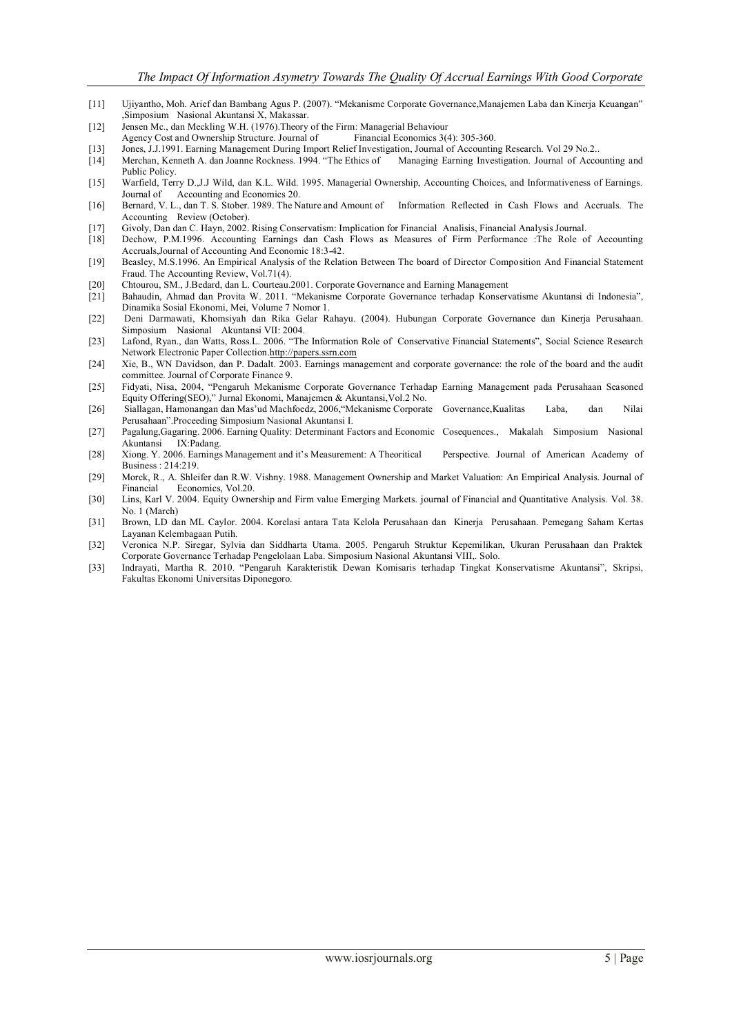[11] Ujiyantho, Moh. Arief dan Bambang Agus P. (2007). "Mekanisme Corporate Governance,Manajemen Laba dan Kinerja Keuangan" ,Simposium Nasional Akuntansi X, Makassar.

[12] Jensen Mc., dan Meckling W.H. (1976).Theory of the Firm: Managerial Behaviour Agency Cost and Ownership Structure. Journal of Financial Economics 3(4): 305-360.

[13] Jones, J.J.1991. Earning Management During Import Relief Investigation, Journal of Accounting Research. Vol 29 No.2..

[14] Merchan, Kenneth A. dan Joanne Rockness. 1994. "The Ethics of Managing Earning Investigation. Journal of Accounting and Public Policy.

[15] Warfield, Terry D.,J.J Wild, dan K.L. Wild. 1995. Managerial Ownership, Accounting Choices, and Informativeness of Earnings. Journal of Accounting and Economics 20.

[16] Bernard, V. L., dan T. S. Stober. 1989. The Nature and Amount of Information Reflected in Cash Flows and Accruals. The Accounting Review (October).

[17] Givoly, Dan dan C. Hayn, 2002. Rising Conservatism: Implication for Financial Analisis, Financial Analysis Journal.

[18] Dechow, P.M.1996. Accounting Earnings dan Cash Flows as Measures of Firm Performance :The Role of Accounting Accruals,Journal of Accounting And Economic 18:3-42.

[19] Beasley, M.S.1996. An Empirical Analysis of the Relation Between The board of Director Composition And Financial Statement Fraud. The Accounting Review, Vol.71(4).

[20] Chtourou, SM., J.Bedard, dan L. Courteau.2001. Corporate Governance and Earning Management

[21] Bahaudin, Ahmad dan Provita W. 2011. "Mekanisme Corporate Governance terhadap Konservatisme Akuntansi di Indonesia", Dinamika Sosial Ekonomi, Mei, Volume 7 Nomor 1.

[22] Deni Darmawati, Khomsiyah dan Rika Gelar Rahayu. (2004). Hubungan Corporate Governance dan Kinerja Perusahaan. Simposium Nasional Akuntansi VII: 2004.

[23] Lafond, Ryan., dan Watts, Ross.L. 2006. "The Information Role of Conservative Financial Statements", Social Science Research Network Electronic Paper Collection.http://papers.ssrn.com

[24] Xie, B., WN Davidson, dan P. Dadalt. 2003. Earnings management and corporate governance: the role of the board and the audit committee. Journal of Corporate Finance 9.

[25] Fidyati, Nisa, 2004, "Pengaruh Mekanisme Corporate Governance Terhadap Earning Management pada Perusahaan Seasoned Equity Offering(SEO)," Jurnal Ekonomi, Manajemen & Akuntansi,Vol.2 No.

[26] Siallagan, Hamonangan dan Mas'ud Machfoedz, 2006,"Mekanisme Corporate Governance,Kualitas Laba, dan Nilai Perusahaan".Proceeding Simposium Nasional Akuntansi I.

[27] Pagalung,Gagaring. 2006. Earning Quality: Determinant Factors and Economic Cosequences., Makalah Simposium Nasional Akuntansi IX:Padang.

[28] Xiong. Y. 2006. Earnings Management and it's Measurement: A Theoritical Perspective. Journal of American Academy of Business : 214:219.

[29] Morck, R., A. Shleifer dan R.W. Vishny. 1988. Management Ownership and Market Valuation: An Empirical Analysis. Journal of Financial Economics, Vol.20.

[30] Lins, Karl V. 2004. Equity Ownership and Firm value Emerging Markets. journal of Financial and Quantitative Analysis. Vol. 38. No. 1 (March)

[31] Brown, LD dan ML Caylor. 2004. Korelasi antara Tata Kelola Perusahaan dan Kinerja Perusahaan. Pemegang Saham Kertas Layanan Kelembagaan Putih.

[32] Veronica N.P. Siregar, Sylvia dan Siddharta Utama. 2005. Pengaruh Struktur Kepemilikan, Ukuran Perusahaan dan Praktek Corporate Governance Terhadap Pengelolaan Laba. Simposium Nasional Akuntansi VIII,. Solo.

[33] Indrayati, Martha R. 2010. "Pengaruh Karakteristik Dewan Komisaris terhadap Tingkat Konservatisme Akuntansi", Skripsi, Fakultas Ekonomi Universitas Diponegoro.